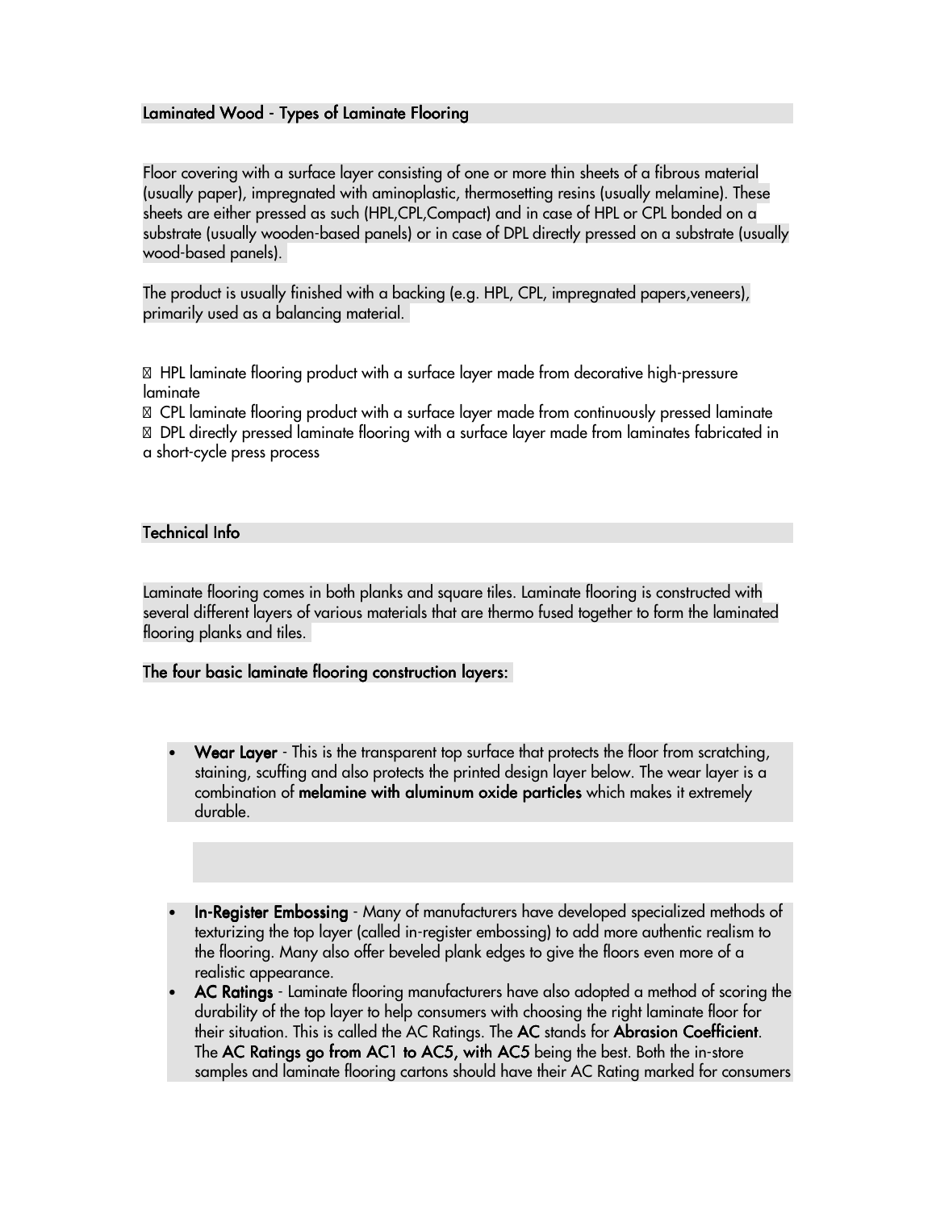## Laminated Wood - Types of Laminate Flooring

Floor covering with a surface layer consisting of one or more thin sheets of a fibrous material (usually paper), impregnated with aminoplastic, thermosetting resins (usually melamine). These sheets are either pressed as such (HPL,CPL,Compact) and in case of HPL or CPL bonded on a substrate (usually wooden-based panels) or in case of DPL directly pressed on a substrate (usually wood-based panels).

The product is usually finished with a backing (e.g. HPL, CPL, impregnated papers,veneers), primarily used as a balancing material.

- HPL laminate flooring product with a surface layer made from decorative high-pressure laminate
- CPL laminate flooring product with a surface layer made from continuously pressed laminate
- DPL directly pressed laminate flooring with a surface layer made from laminates fabricated in a short-cycle press process

## Technical Info

Laminate flooring comes in both planks and square tiles. Laminate flooring is constructed with several different layers of various materials that are thermo fused together to form the laminated flooring planks and tiles.

### The four basic laminate flooring construction layers:

- **Wear Layer** - This is the transparent top surface that protects the floor from scratching, staining, scuffing and also protects the printed design layer below. The wear layer is a combination of **melamine with aluminum oxide particles** which makes it extremely durable.

- **In-Register Embossing** - Many of manufacturers have developed specialized methods of texturizing the top layer (called in-register embossing) to add more authentic realism to the flooring. Many also offer beveled plank edges to give the floors even more of a realistic appearance.
- **AC Ratings** - Laminate flooring manufacturers have also adopted a method of scoring the durability of the top layer to help consumers with choosing the right laminate floor for their situation. This is called the AC Ratings. The **AC** stands for **Abrasion Coefficient**. The **AC Ratings go from AC1 to AC5, with AC5** being the best. Both the in-store samples and laminate flooring cartons should have their AC Rating marked for consumers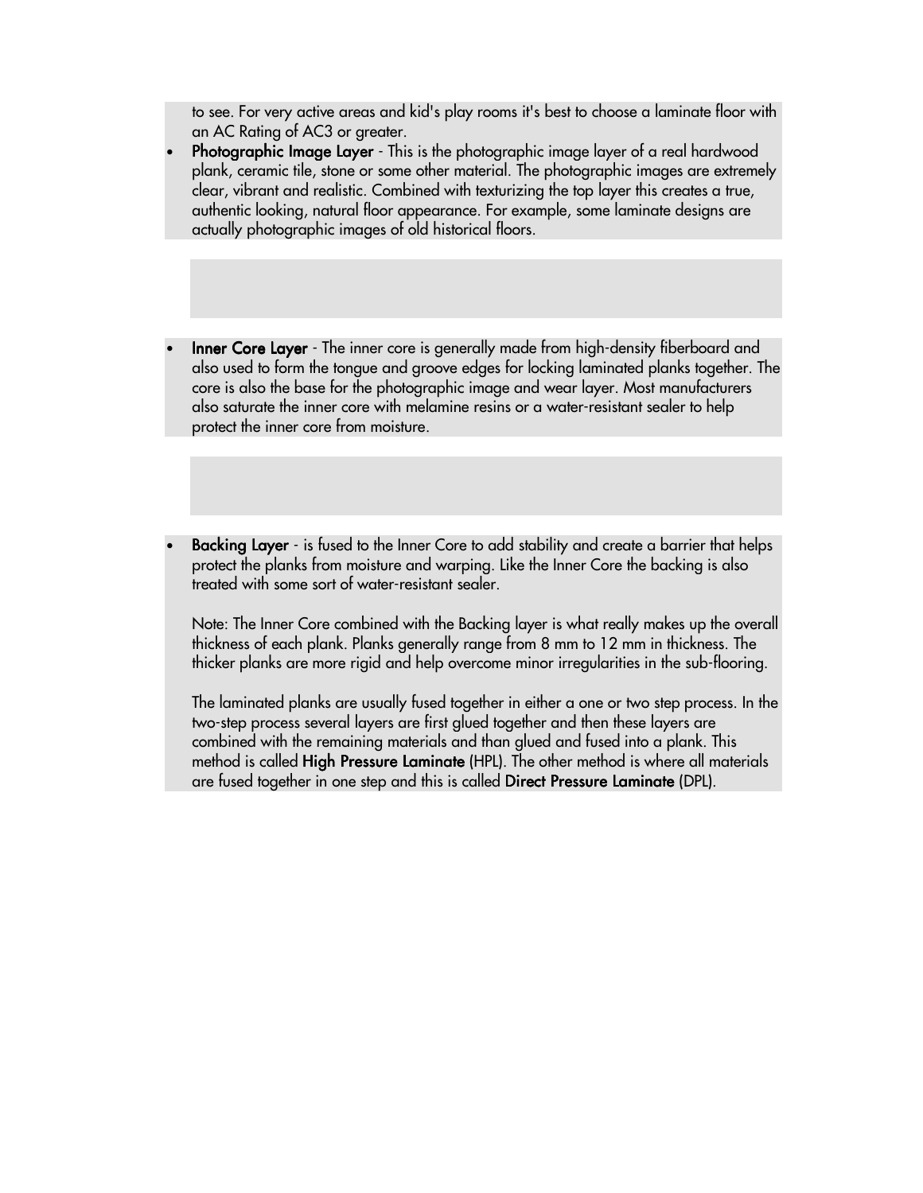to see. For very active areas and kid's play rooms it's best to choose a laminate floor with an AC Rating of AC3 or greater.

- **Photographic Image Layer** - This is the photographic image layer of a real hardwood plank, ceramic tile, stone or some other material. The photographic images are extremely clear, vibrant and realistic. Combined with texturizing the top layer this creates a true, authentic looking, natural floor appearance. For example, some laminate designs are actually photographic images of old historical floors.

- **Inner Core Layer** - The inner core is generally made from high-density fiberboard and also used to form the tongue and groove edges for locking laminated planks together. The core is also the base for the photographic image and wear layer. Most manufacturers also saturate the inner core with melamine resins or a water-resistant sealer to help protect the inner core from moisture.

- **Backing Layer** - is fused to the Inner Core to add stability and create a barrier that helps protect the planks from moisture and warping. Like the Inner Core the backing is also treated with some sort of water-resistant sealer.

  Note: The Inner Core combined with the Backing layer is what really makes up the overall thickness of each plank. Planks generally range from 8 mm to 12 mm in thickness. The thicker planks are more rigid and help overcome minor irregularities in the sub-flooring.

  The laminated planks are usually fused together in either a one or two step process. In the two-step process several layers are first glued together and then these layers are combined with the remaining materials and than glued and fused into a plank. This method is called **High Pressure Laminate** (HPL). The other method is where all materials are fused together in one step and this is called **Direct Pressure Laminate** (DPL).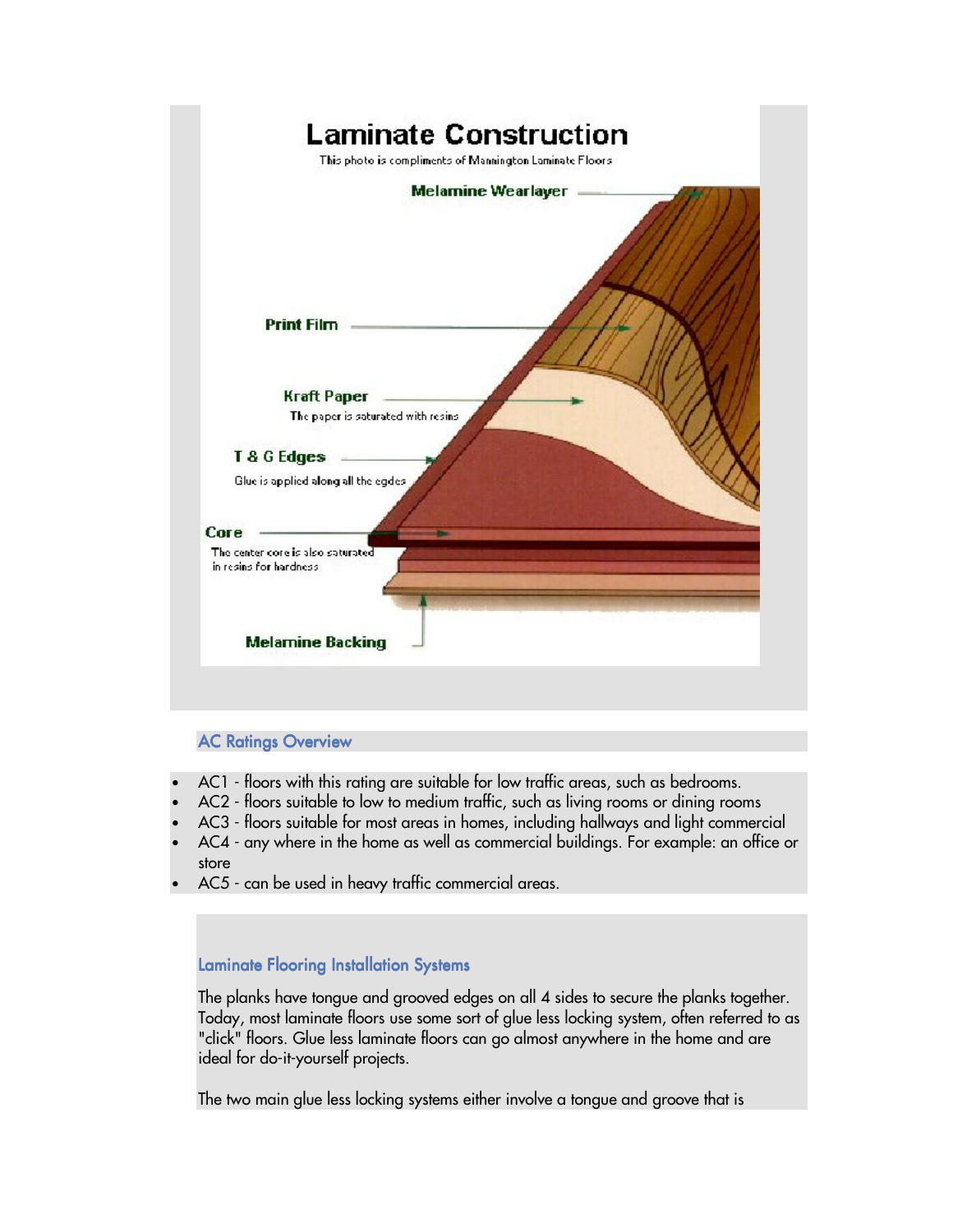## Laminate Construction

This photo is compliments of Mannington Laminate Floors

**Melamine Wearlayer**

**Print Film**

**Kraft Paper**
The paper is saturated with resins

**T & G Edges**
Glue is applied along all the egdes

**Core**
The center core is also saturated in resins for hardness

**Melamine Backing**

### AC Ratings Overview

- AC1 - floors with this rating are suitable for low traffic areas, such as bedrooms.
- AC2 - floors suitable to low to medium traffic, such as living rooms or dining rooms
- AC3 - floors suitable for most areas in homes, including hallways and light commercial
- AC4 - any where in the home as well as commercial buildings. For example: an office or store
- AC5 - can be used in heavy traffic commercial areas.

### Laminate Flooring Installation Systems

The planks have tongue and grooved edges on all 4 sides to secure the planks together. Today, most laminate floors use some sort of glue less locking system, often referred to as "click" floors. Glue less laminate floors can go almost anywhere in the home and are ideal for do-it-yourself projects.

The two main glue less locking systems either involve a tongue and groove that is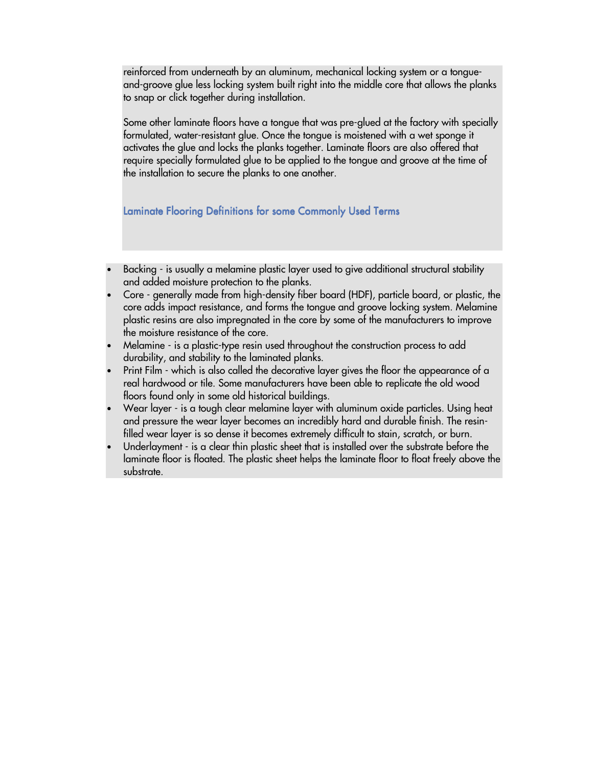reinforced from underneath by an aluminum, mechanical locking system or a tongue-and-groove glue less locking system built right into the middle core that allows the planks to snap or click together during installation.

Some other laminate floors have a tongue that was pre-glued at the factory with specially formulated, water-resistant glue. Once the tongue is moistened with a wet sponge it activates the glue and locks the planks together. Laminate floors are also offered that require specially formulated glue to be applied to the tongue and groove at the time of the installation to secure the planks to one another.

## Laminate Flooring Definitions for some Commonly Used Terms

- Backing - is usually a melamine plastic layer used to give additional structural stability and added moisture protection to the planks.
- Core - generally made from high-density fiber board (HDF), particle board, or plastic, the core adds impact resistance, and forms the tongue and groove locking system. Melamine plastic resins are also impregnated in the core by some of the manufacturers to improve the moisture resistance of the core.
- Melamine - is a plastic-type resin used throughout the construction process to add durability, and stability to the laminated planks.
- Print Film - which is also called the decorative layer gives the floor the appearance of a real hardwood or tile. Some manufacturers have been able to replicate the old wood floors found only in some old historical buildings.
- Wear layer - is a tough clear melamine layer with aluminum oxide particles. Using heat and pressure the wear layer becomes an incredibly hard and durable finish. The resin-filled wear layer is so dense it becomes extremely difficult to stain, scratch, or burn.
- Underlayment - is a clear thin plastic sheet that is installed over the substrate before the laminate floor is floated. The plastic sheet helps the laminate floor to float freely above the substrate.